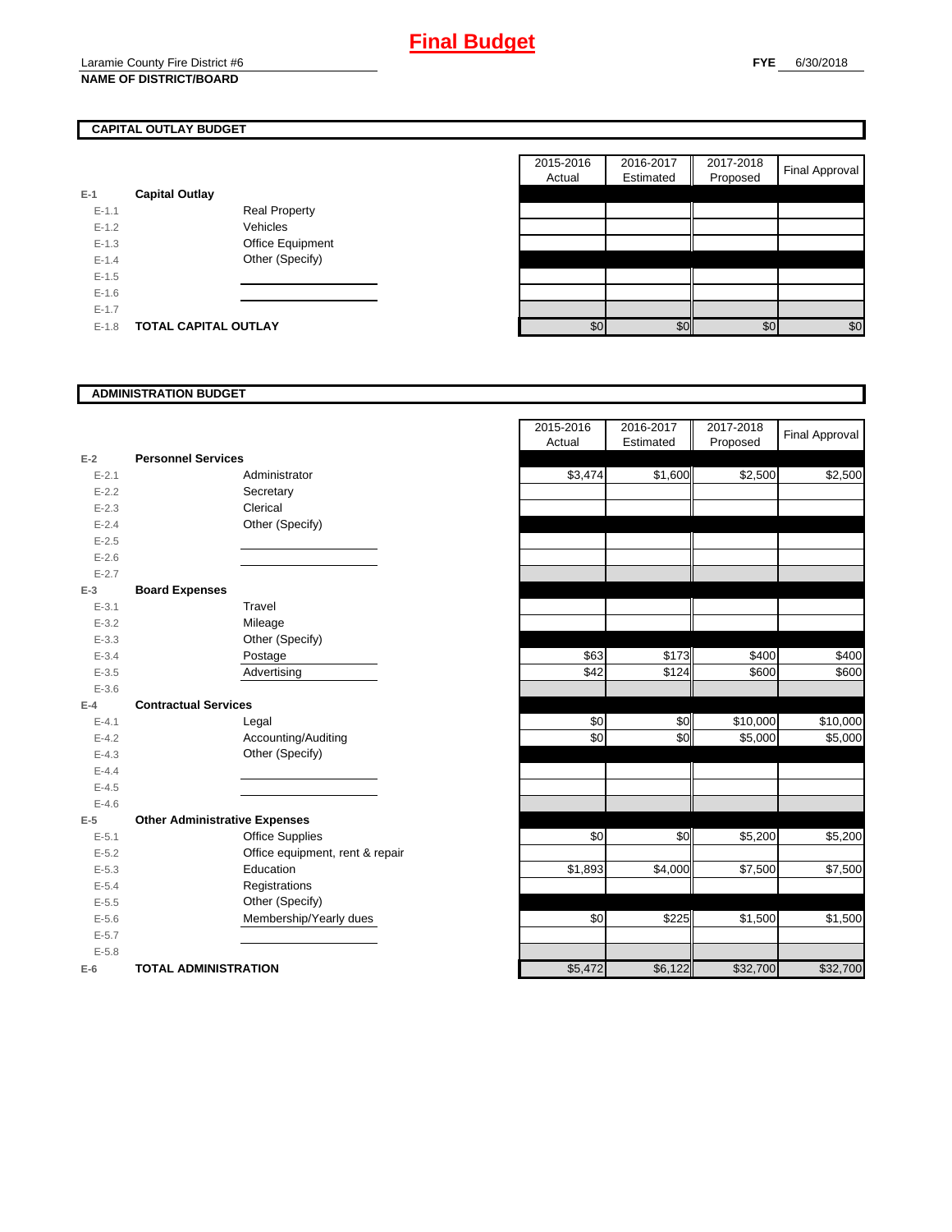# Final Budget

Laramie County Fire District #6

**NAME OF DISTRICT/BOARD**

**FYE** 6/30/2018

## CAPITAL OUTLAY BUDGET

| | | | 2015-2016 Actual | 2016-2017 Estimated | 2017-2018 Proposed | Final Approval |
|---|---|---|---|---|---|---|
| E-1 | **Capital Outlay** | | | | | |
| E-1.1 | | Real Property | | | | |
| E-1.2 | | Vehicles | | | | |
| E-1.3 | | Office Equipment | | | | |
| E-1.4 | | Other (Specify) | | | | |
| E-1.5 | | | | | | |
| E-1.6 | | | | | | |
| E-1.7 | | | | | | |
| E-1.8 | **TOTAL CAPITAL OUTLAY** | | $0 | $0 | $0 | $0 |

## ADMINISTRATION BUDGET

| | | | 2015-2016 Actual | 2016-2017 Estimated | 2017-2018 Proposed | Final Approval |
|---|---|---|---|---|---|---|
| E-2 | **Personnel Services** | | | | | |
| E-2.1 | | Administrator | $3,474 | $1,600 | $2,500 | $2,500 |
| E-2.2 | | Secretary | | | | |
| E-2.3 | | Clerical | | | | |
| E-2.4 | | Other (Specify) | | | | |
| E-2.5 | | | | | | |
| E-2.6 | | | | | | |
| E-2.7 | | | | | | |
| E-3 | **Board Expenses** | | | | | |
| E-3.1 | | Travel | | | | |
| E-3.2 | | Mileage | | | | |
| E-3.3 | | Other (Specify) | | | | |
| E-3.4 | | Postage | $63 | $173 | $400 | $400 |
| E-3.5 | | Advertising | $42 | $124 | $600 | $600 |
| E-3.6 | | | | | | |
| E-4 | **Contractual Services** | | | | | |
| E-4.1 | | Legal | $0 | $0 | $10,000 | $10,000 |
| E-4.2 | | Accounting/Auditing | $0 | $0 | $5,000 | $5,000 |
| E-4.3 | | Other (Specify) | | | | |
| E-4.4 | | | | | | |
| E-4.5 | | | | | | |
| E-4.6 | | | | | | |
| E-5 | **Other Administrative Expenses** | | | | | |
| E-5.1 | | Office Supplies | $0 | $0 | $5,200 | $5,200 |
| E-5.2 | | Office equipment, rent & repair | | | | |
| E-5.3 | | Education | $1,893 | $4,000 | $7,500 | $7,500 |
| E-5.4 | | Registrations | | | | |
| E-5.5 | | Other (Specify) | | | | |
| E-5.6 | | Membership/Yearly dues | $0 | $225 | $1,500 | $1,500 |
| E-5.7 | | | | | | |
| E-5.8 | | | | | | |
| E-6 | **TOTAL ADMINISTRATION** | | $5,472 | $6,122 | $32,700 | $32,700 |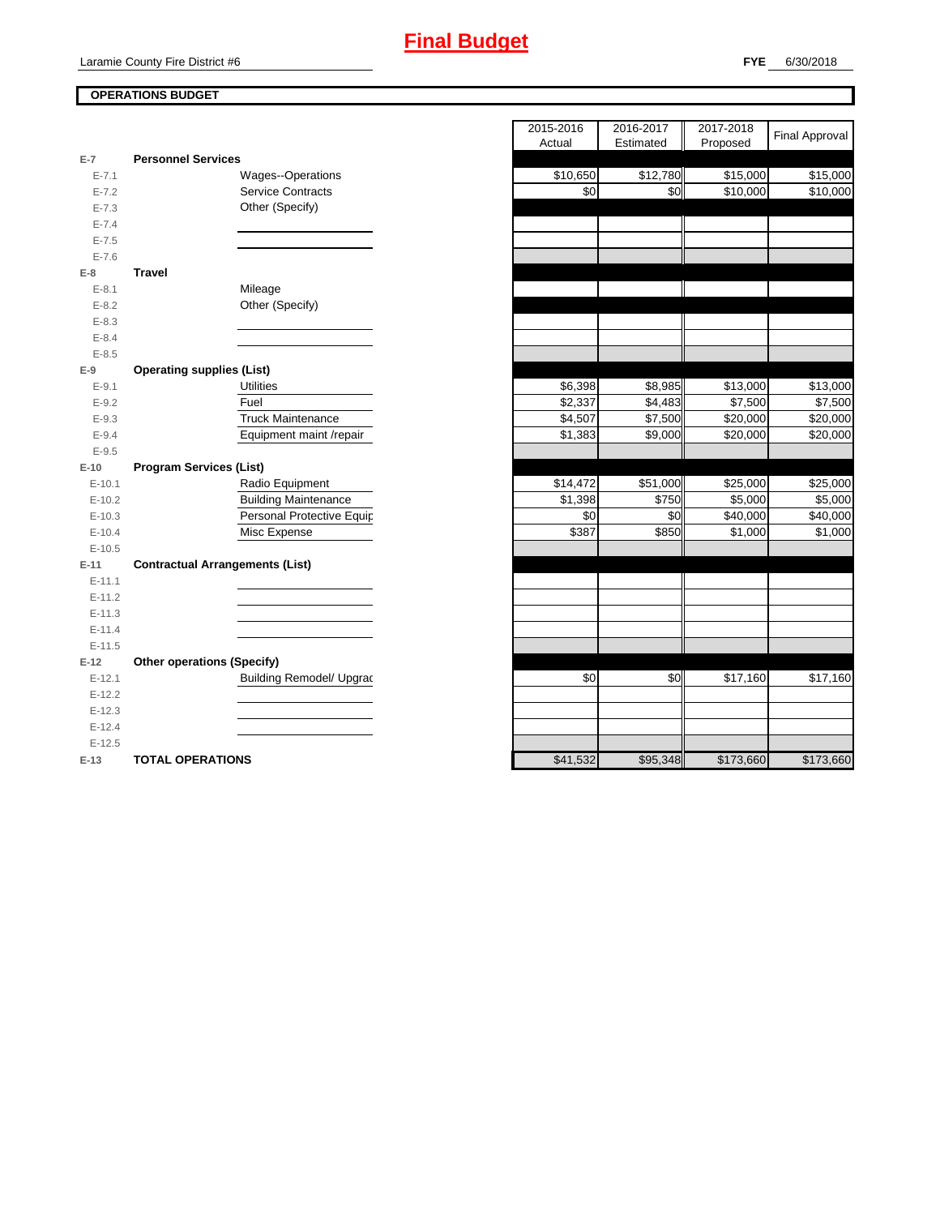# Final Budget

Laramie County Fire District #6

**FYE** 6/30/2018

**OPERATIONS BUDGET**

| | | | 2015-2016 Actual | 2016-2017 Estimated | 2017-2018 Proposed | Final Approval |
|---|---|---|---|---|---|---|
| E-7 | **Personnel Services** | | | | | |
| E-7.1 | | Wages--Operations | $10,650 | $12,780 | $15,000 | $15,000 |
| E-7.2 | | Service Contracts | $0 | $0 | $10,000 | $10,000 |
| E-7.3 | | Other (Specify) | | | | |
| E-7.4 | | | | | | |
| E-7.5 | | | | | | |
| E-7.6 | | | | | | |
| E-8 | **Travel** | | | | | |
| E-8.1 | | Mileage | | | | |
| E-8.2 | | Other (Specify) | | | | |
| E-8.3 | | | | | | |
| E-8.4 | | | | | | |
| E-8.5 | | | | | | |
| E-9 | **Operating supplies (List)** | | | | | |
| E-9.1 | | Utilities | $6,398 | $8,985 | $13,000 | $13,000 |
| E-9.2 | | Fuel | $2,337 | $4,483 | $7,500 | $7,500 |
| E-9.3 | | Truck Maintenance | $4,507 | $7,500 | $20,000 | $20,000 |
| E-9.4 | | Equipment maint /repair | $1,383 | $9,000 | $20,000 | $20,000 |
| E-9.5 | | | | | | |
| E-10 | **Program Services (List)** | | | | | |
| E-10.1 | | Radio Equipment | $14,472 | $51,000 | $25,000 | $25,000 |
| E-10.2 | | Building Maintenance | $1,398 | $750 | $5,000 | $5,000 |
| E-10.3 | | Personal Protective Equip | $0 | $0 | $40,000 | $40,000 |
| E-10.4 | | Misc Expense | $387 | $850 | $1,000 | $1,000 |
| E-10.5 | | | | | | |
| E-11 | **Contractual Arrangements (List)** | | | | | |
| E-11.1 | | | | | | |
| E-11.2 | | | | | | |
| E-11.3 | | | | | | |
| E-11.4 | | | | | | |
| E-11.5 | | | | | | |
| E-12 | **Other operations (Specify)** | | | | | |
| E-12.1 | | Building Remodel/ Upgrad | $0 | $0 | $17,160 | $17,160 |
| E-12.2 | | | | | | |
| E-12.3 | | | | | | |
| E-12.4 | | | | | | |
| E-12.5 | | | | | | |
| E-13 | **TOTAL OPERATIONS** | | $41,532 | $95,348 | $173,660 | $173,660 |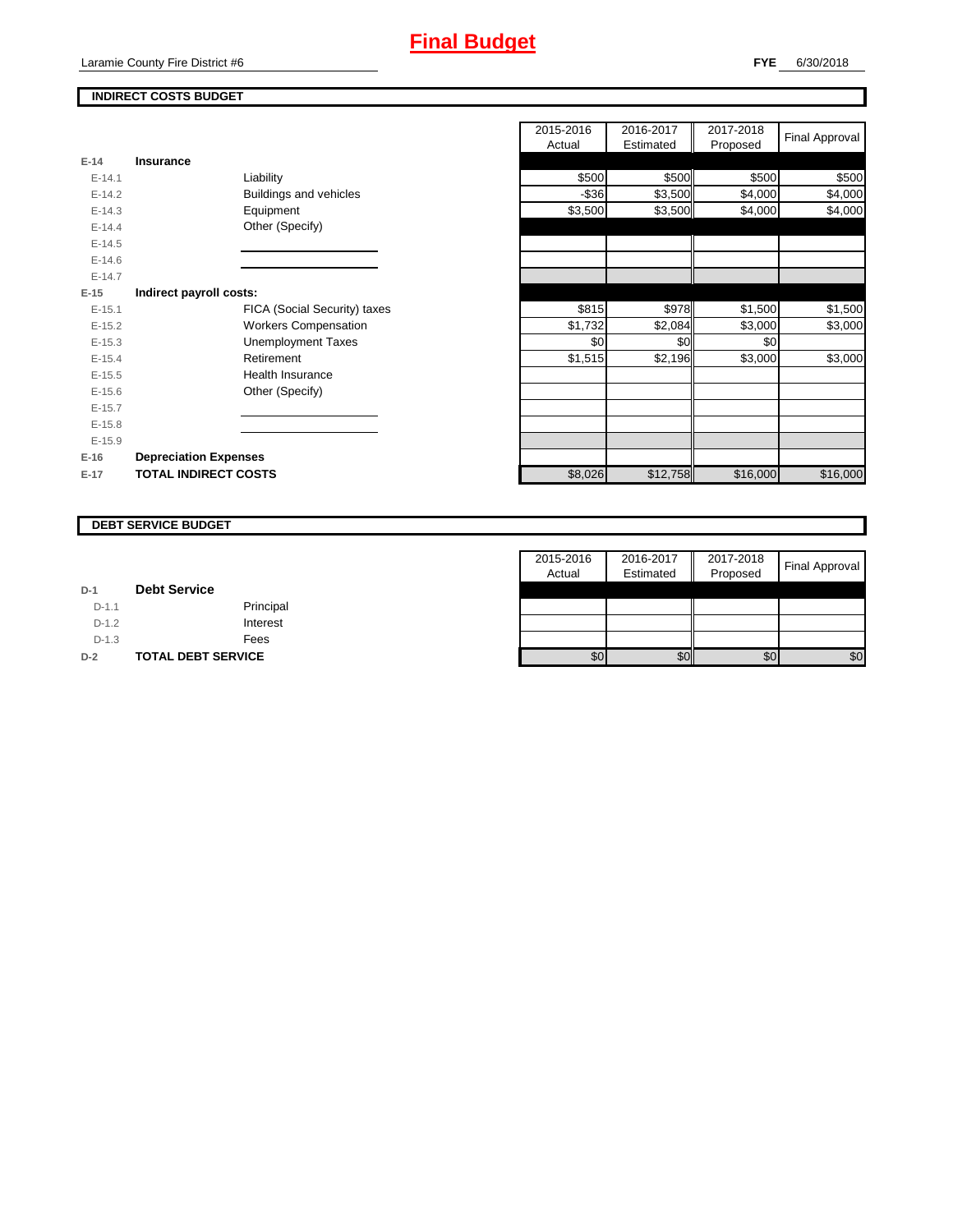# Final Budget

Laramie County Fire District #6

**FYE** 6/30/2018

**INDIRECT COSTS BUDGET**

| | | | 2015-2016 Actual | 2016-2017 Estimated | 2017-2018 Proposed | Final Approval |
|---|---|---|---|---|---|---|
| E-14 | **Insurance** | | | | | |
| E-14.1 | | Liability | $500 | $500 | $500 | $500 |
| E-14.2 | | Buildings and vehicles | -$36 | $3,500 | $4,000 | $4,000 |
| E-14.3 | | Equipment | $3,500 | $3,500 | $4,000 | $4,000 |
| E-14.4 | | Other (Specify) | | | | |
| E-14.5 | | | | | | |
| E-14.6 | | | | | | |
| E-14.7 | | | | | | |
| E-15 | **Indirect payroll costs:** | | | | | |
| E-15.1 | | FICA (Social Security) taxes | $815 | $978 | $1,500 | $1,500 |
| E-15.2 | | Workers Compensation | $1,732 | $2,084 | $3,000 | $3,000 |
| E-15.3 | | Unemployment Taxes | $0 | $0 | $0 | |
| E-15.4 | | Retirement | $1,515 | $2,196 | $3,000 | $3,000 |
| E-15.5 | | Health Insurance | | | | |
| E-15.6 | | Other (Specify) | | | | |
| E-15.7 | | | | | | |
| E-15.8 | | | | | | |
| E-15.9 | | | | | | |
| E-16 | **Depreciation Expenses** | | | | | |
| E-17 | **TOTAL INDIRECT COSTS** | | $8,026 | $12,758 | $16,000 | $16,000 |

**DEBT SERVICE BUDGET**

| | | | 2015-2016 Actual | 2016-2017 Estimated | 2017-2018 Proposed | Final Approval |
|---|---|---|---|---|---|---|
| D-1 | **Debt Service** | | | | | |
| D-1.1 | | Principal | | | | |
| D-1.2 | | Interest | | | | |
| D-1.3 | | Fees | | | | |
| D-2 | **TOTAL DEBT SERVICE** | | $0 | $0 | $0 | $0 |